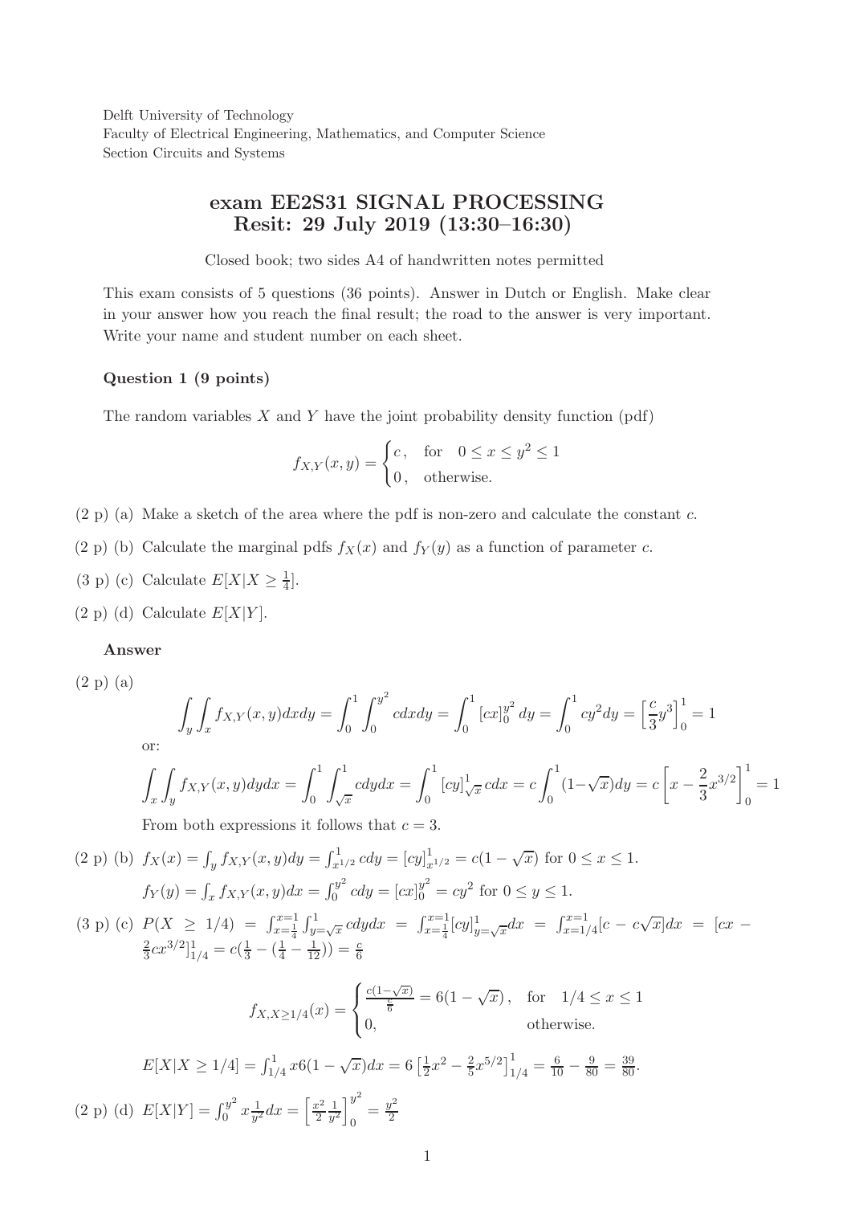Delft University of Technology
Faculty of Electrical Engineering, Mathematics, and Computer Science
Section Circuits and Systems

# exam EE2S31 SIGNAL PROCESSING
## Resit: 29 July 2019 (13:30–16:30)

Closed book; two sides A4 of handwritten notes permitted

This exam consists of 5 questions (36 points). Answer in Dutch or English. Make clear in your answer how you reach the final result; the road to the answer is very important. Write your name and student number on each sheet.

### Question 1 (9 points)

The random variables $X$ and $Y$ have the joint probability density function (pdf)

$$f_{X,Y}(x,y) = \begin{cases} c\,, & \text{for} \quad 0 \le x \le y^2 \le 1 \\ 0\,, & \text{otherwise.} \end{cases}$$

(2 p) (a) Make a sketch of the area where the pdf is non-zero and calculate the constant $c$.

(2 p) (b) Calculate the marginal pdfs $f_X(x)$ and $f_Y(y)$ as a function of parameter $c$.

(3 p) (c) Calculate $E[X|X \ge \frac{1}{4}]$.

(2 p) (d) Calculate $E[X|Y]$.

**Answer**

(2 p) (a)

$$\int_y \int_x f_{X,Y}(x,y)dxdy = \int_0^1 \int_0^{y^2} cdxdy = \int_0^1 [cx]_0^{y^2} dy = \int_0^1 cy^2 dy = \left[\frac{c}{3}y^3\right]_0^1 = 1$$

or:

$$\int_x \int_y f_{X,Y}(x,y)dydx = \int_0^1 \int_{\sqrt{x}}^1 cdydx = \int_0^1 [cy]_{\sqrt{x}}^1 cdx = c\int_0^1 (1-\sqrt{x})dy = c\left[x - \frac{2}{3}x^{3/2}\right]_0^1 = 1$$

From both expressions it follows that $c = 3$.

(2 p) (b) $f_X(x) = \int_y f_{X,Y}(x,y)dy = \int_{x^{1/2}}^1 cdy = [cy]_{x^{1/2}}^1 = c(1-\sqrt{x})$ for $0 \le x \le 1$.

$f_Y(y) = \int_x f_{X,Y}(x,y)dx = \int_0^{y^2} cdy = [cx]_0^{y^2} = cy^2$ for $0 \le y \le 1$.

(3 p) (c) $P(X \ge 1/4) = \int_{x=\frac{1}{4}}^{x=1} \int_{y=\sqrt{x}}^1 cdydx = \int_{x=\frac{1}{4}}^{x=1} [cy]_{y=\sqrt{x}}^1 dx = \int_{x=1/4}^{x=1} [c - c\sqrt{x}]dx = [cx - \frac{2}{3}cx^{3/2}]_{1/4}^1 = c(\frac{1}{3} - (\frac{1}{4} - \frac{1}{12})) = \frac{c}{6}$

$$f_{X,X\ge 1/4}(x) = \begin{cases} \frac{c(1-\sqrt{x})}{\frac{c}{6}} = 6(1-\sqrt{x})\,, & \text{for} \quad 1/4 \le x \le 1 \\ 0, & \text{otherwise.} \end{cases}$$

$E[X|X \ge 1/4] = \int_{1/4}^1 x6(1-\sqrt{x})dx = 6\left[\frac{1}{2}x^2 - \frac{2}{5}x^{5/2}\right]_{1/4}^1 = \frac{6}{10} - \frac{9}{80} = \frac{39}{80}$.

(2 p) (d) $E[X|Y] = \int_0^{y^2} x\frac{1}{y^2}dx = \left[\frac{x^2}{2}\frac{1}{y^2}\right]_0^{y^2} = \frac{y^2}{2}$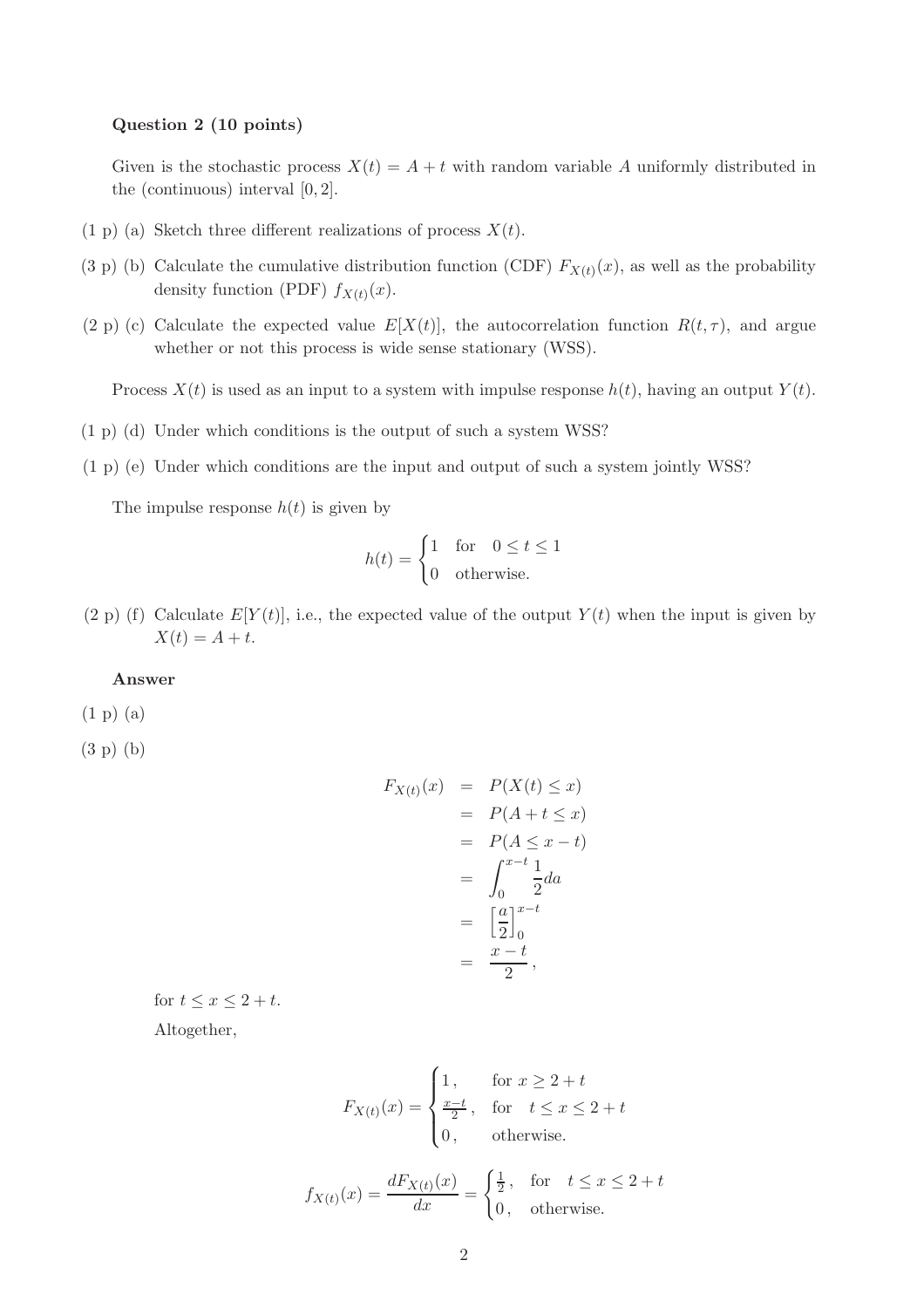**Question 2 (10 points)**

Given is the stochastic process $X(t) = A + t$ with random variable $A$ uniformly distributed in the (continuous) interval $[0, 2]$.

(1 p) (a) Sketch three different realizations of process $X(t)$.

(3 p) (b) Calculate the cumulative distribution function (CDF) $F_{X(t)}(x)$, as well as the probability density function (PDF) $f_{X(t)}(x)$.

(2 p) (c) Calculate the expected value $E[X(t)]$, the autocorrelation function $R(t, \tau)$, and argue whether or not this process is wide sense stationary (WSS).

Process $X(t)$ is used as an input to a system with impulse response $h(t)$, having an output $Y(t)$.

(1 p) (d) Under which conditions is the output of such a system WSS?

(1 p) (e) Under which conditions are the input and output of such a system jointly WSS?

The impulse response $h(t)$ is given by

$$h(t) = \begin{cases} 1 & \text{for} \quad 0 \leq t \leq 1 \\ 0 & \text{otherwise.} \end{cases}$$

(2 p) (f) Calculate $E[Y(t)]$, i.e., the expected value of the output $Y(t)$ when the input is given by $X(t) = A + t$.

**Answer**

(1 p) (a)

(3 p) (b)

$$\begin{aligned} F_{X(t)}(x) &= P(X(t) \leq x) \\ &= P(A + t \leq x) \\ &= P(A \leq x - t) \\ &= \int_0^{x-t} \frac{1}{2} da \\ &= \left[\frac{a}{2}\right]_0^{x-t} \\ &= \frac{x-t}{2}, \end{aligned}$$

for $t \leq x \leq 2 + t$.

Altogether,

$$F_{X(t)}(x) = \begin{cases} 1, & \text{for } x \geq 2 + t \\ \frac{x-t}{2}, & \text{for} \quad t \leq x \leq 2 + t \\ 0, & \text{otherwise.} \end{cases}$$

$$f_{X(t)}(x) = \frac{dF_{X(t)}(x)}{dx} = \begin{cases} \frac{1}{2}, & \text{for} \quad t \leq x \leq 2 + t \\ 0, & \text{otherwise.} \end{cases}$$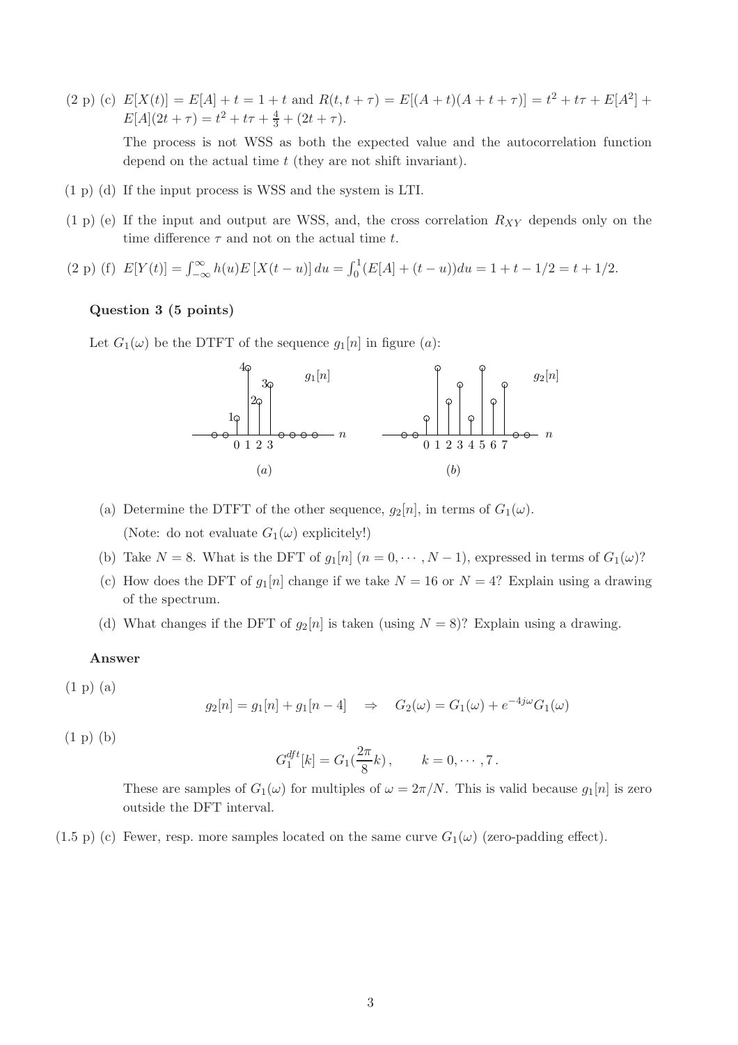(2 p) (c) $E[X(t)] = E[A] + t = 1 + t$ and $R(t, t+\tau) = E[(A+t)(A+t+\tau)] = t^2 + t\tau + E[A^2] + E[A](2t+\tau) = t^2 + t\tau + \frac{4}{3} + (2t+\tau)$.

The process is not WSS as both the expected value and the autocorrelation function depend on the actual time $t$ (they are not shift invariant).

(1 p) (d) If the input process is WSS and the system is LTI.

(1 p) (e) If the input and output are WSS, and, the cross correlation $R_{XY}$ depends only on the time difference $\tau$ and not on the actual time $t$.

(2 p) (f) $E[Y(t)] = \int_{-\infty}^{\infty} h(u) E\left[X(t-u)\right] du = \int_0^1 (E[A] + (t-u)) du = 1 + t - 1/2 = t + 1/2.$

**Question 3 (5 points)**

Let $G_1(\omega)$ be the DTFT of the sequence $g_1[n]$ in figure $(a)$:

$(a)$ $\qquad$ $(b)$

(a) Determine the DTFT of the other sequence, $g_2[n]$, in terms of $G_1(\omega)$.
(Note: do not evaluate $G_1(\omega)$ explicitely!)

(b) Take $N = 8$. What is the DFT of $g_1[n]$ $(n = 0, \cdots, N-1)$, expressed in terms of $G_1(\omega)$?

(c) How does the DFT of $g_1[n]$ change if we take $N = 16$ or $N = 4$? Explain using a drawing of the spectrum.

(d) What changes if the DFT of $g_2[n]$ is taken (using $N = 8$)? Explain using a drawing.

**Answer**

(1 p) (a)

$$g_2[n] = g_1[n] + g_1[n-4] \quad \Rightarrow \quad G_2(\omega) = G_1(\omega) + e^{-4j\omega} G_1(\omega)$$

(1 p) (b)

$$G_1^{dft}[k] = G_1(\frac{2\pi}{8}k), \qquad k = 0, \cdots, 7.$$

These are samples of $G_1(\omega)$ for multiples of $\omega = 2\pi/N$. This is valid because $g_1[n]$ is zero outside the DFT interval.

(1.5 p) (c) Fewer, resp. more samples located on the same curve $G_1(\omega)$ (zero-padding effect).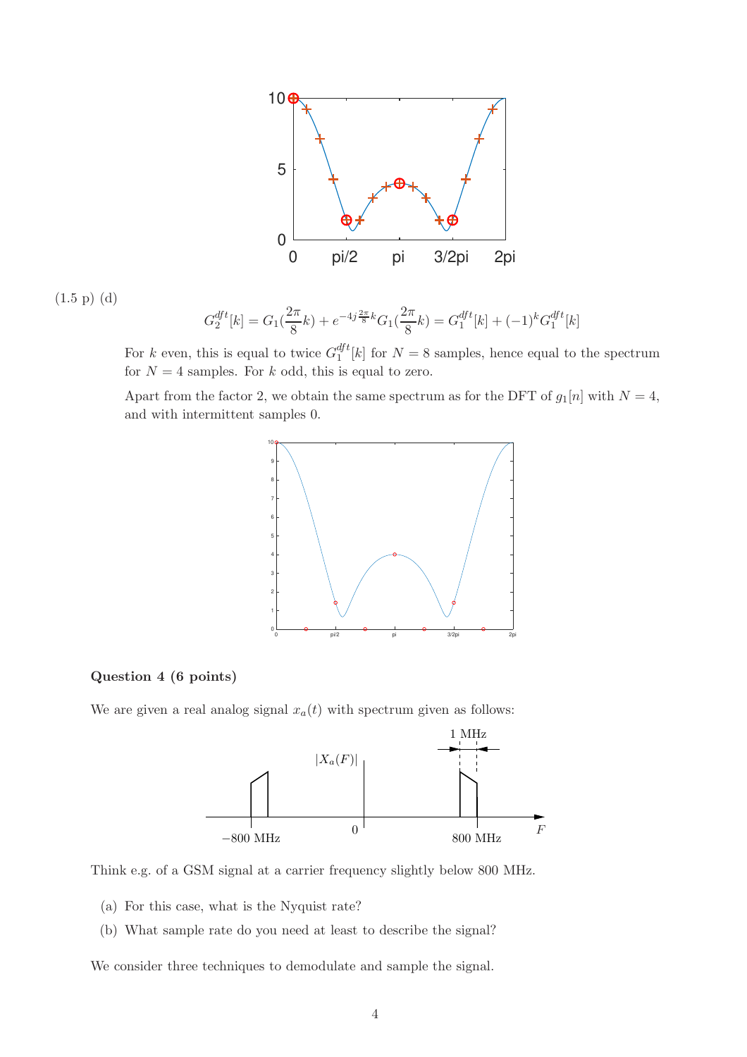(1.5 p) (d)

$$G_2^{dft}[k] = G_1(\frac{2\pi}{8}k) + e^{-4j\frac{2\pi}{8}k} G_1(\frac{2\pi}{8}k) = G_1^{dft}[k] + (-1)^k G_1^{dft}[k]$$

For $k$ even, this is equal to twice $G_1^{dft}[k]$ for $N = 8$ samples, hence equal to the spectrum for $N = 4$ samples. For $k$ odd, this is equal to zero.

Apart from the factor 2, we obtain the same spectrum as for the DFT of $g_1[n]$ with $N = 4$, and with intermittent samples 0.

**Question 4 (6 points)**

We are given a real analog signal $x_a(t)$ with spectrum given as follows:

Think e.g. of a GSM signal at a carrier frequency slightly below 800 MHz.

(a) For this case, what is the Nyquist rate?

(b) What sample rate do you need at least to describe the signal?

We consider three techniques to demodulate and sample the signal.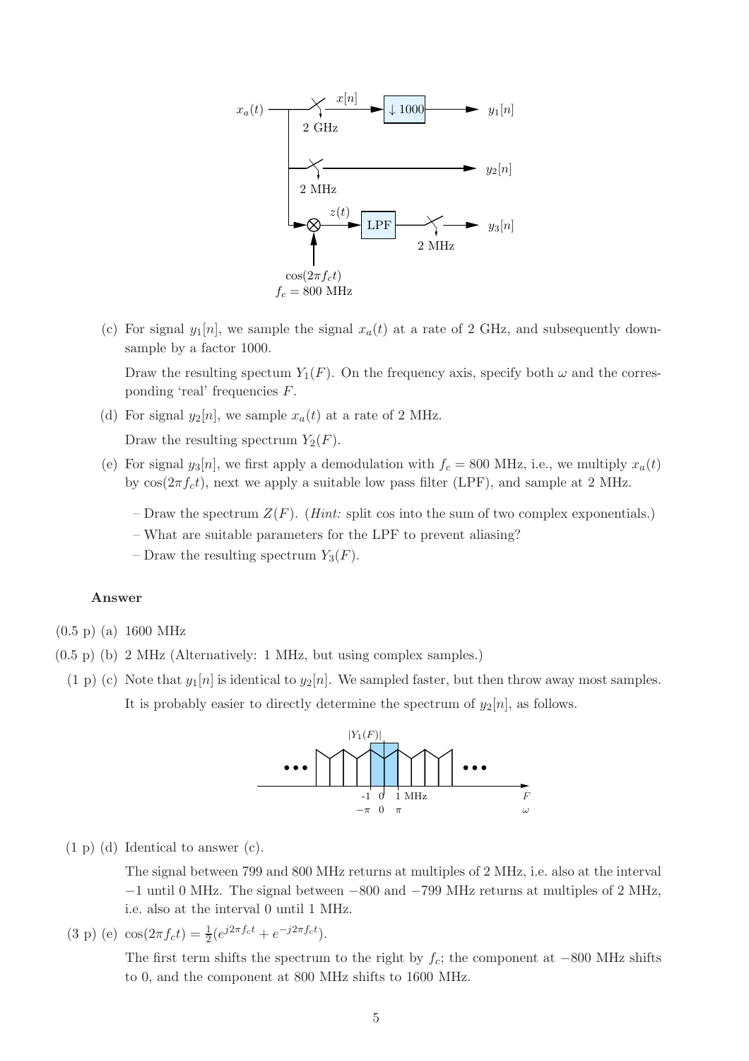(c) For signal $y_1[n]$, we sample the signal $x_a(t)$ at a rate of 2 GHz, and subsequently downsample by a factor 1000.

Draw the resulting spectum $Y_1(F)$. On the frequency axis, specify both $\omega$ and the corresponding 'real' frequencies $F$.

(d) For signal $y_2[n]$, we sample $x_a(t)$ at a rate of 2 MHz.

Draw the resulting spectrum $Y_2(F)$.

(e) For signal $y_3[n]$, we first apply a demodulation with $f_c = 800$ MHz, i.e., we multiply $x_a(t)$ by $\cos(2\pi f_c t)$, next we apply a suitable low pass filter (LPF), and sample at 2 MHz.

- Draw the spectrum $Z(F)$. (*Hint:* split cos into the sum of two complex exponentials.)
- What are suitable parameters for the LPF to prevent aliasing?
- Draw the resulting spectrum $Y_3(F)$.

**Answer**

(0.5 p) (a) 1600 MHz

(0.5 p) (b) 2 MHz (Alternatively: 1 MHz, but using complex samples.)

(1 p) (c) Note that $y_1[n]$ is identical to $y_2[n]$. We sampled faster, but then throw away most samples. It is probably easier to directly determine the spectrum of $y_2[n]$, as follows.

(1 p) (d) Identical to answer (c).

The signal between 799 and 800 MHz returns at multiples of 2 MHz, i.e. also at the interval $-1$ until 0 MHz. The signal between $-800$ and $-799$ MHz returns at multiples of 2 MHz, i.e. also at the interval 0 until 1 MHz.

(3 p) (e) $\cos(2\pi f_c t) = \frac{1}{2}(e^{j2\pi f_c t} + e^{-j2\pi f_c t})$.

The first term shifts the spectrum to the right by $f_c$; the component at $-800$ MHz shifts to 0, and the component at 800 MHz shifts to 1600 MHz.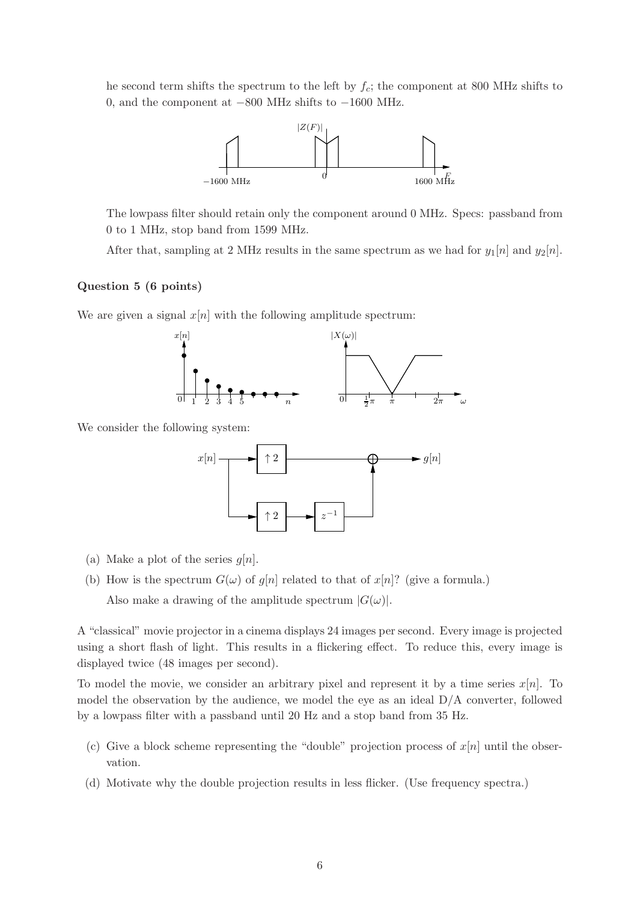he second term shifts the spectrum to the left by $f_c$; the component at 800 MHz shifts to 0, and the component at $-800$ MHz shifts to $-1600$ MHz.

The lowpass filter should retain only the component around 0 MHz. Specs: passband from 0 to 1 MHz, stop band from 1599 MHz.

After that, sampling at 2 MHz results in the same spectrum as we had for $y_1[n]$ and $y_2[n]$.

### Question 5 (6 points)

We are given a signal $x[n]$ with the following amplitude spectrum:

We consider the following system:

(a) Make a plot of the series $g[n]$.

(b) How is the spectrum $G(\omega)$ of $g[n]$ related to that of $x[n]$? (give a formula.)

Also make a drawing of the amplitude spectrum $|G(\omega)|$.

A "classical" movie projector in a cinema displays 24 images per second. Every image is projected using a short flash of light. This results in a flickering effect. To reduce this, every image is displayed twice (48 images per second).

To model the movie, we consider an arbitrary pixel and represent it by a time series $x[n]$. To model the observation by the audience, we model the eye as an ideal D/A converter, followed by a lowpass filter with a passband until 20 Hz and a stop band from 35 Hz.

(c) Give a block scheme representing the "double" projection process of $x[n]$ until the observation.

(d) Motivate why the double projection results in less flicker. (Use frequency spectra.)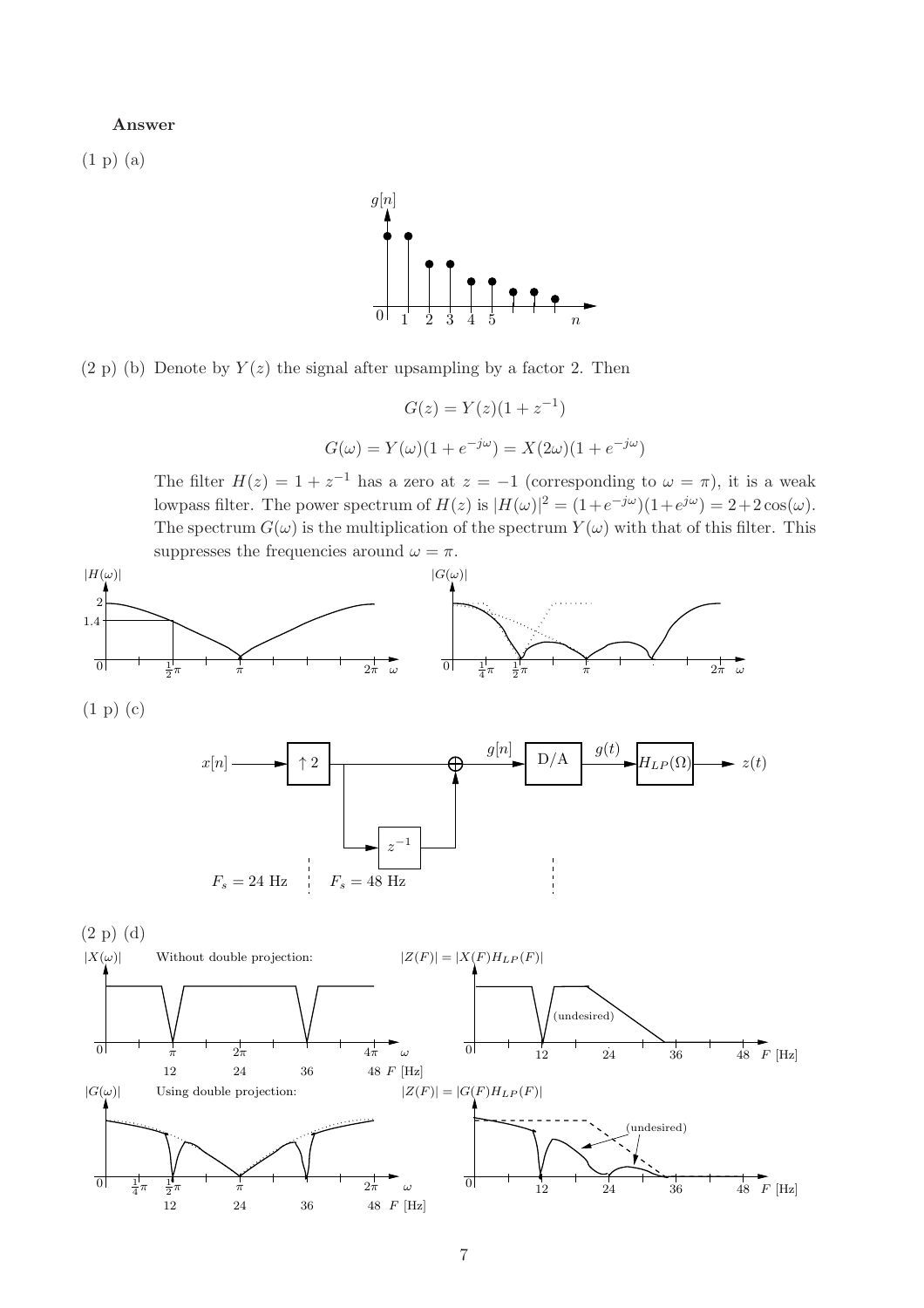**Answer**

(1 p) (a)

(2 p) (b) Denote by $Y(z)$ the signal after upsampling by a factor 2. Then

$$G(z) = Y(z)(1 + z^{-1})$$

$$G(\omega) = Y(\omega)(1 + e^{-j\omega}) = X(2\omega)(1 + e^{-j\omega})$$

The filter $H(z) = 1 + z^{-1}$ has a zero at $z = -1$ (corresponding to $\omega = \pi$), it is a weak lowpass filter. The power spectrum of $H(z)$ is $|H(\omega)|^2 = (1+e^{-j\omega})(1+e^{j\omega}) = 2+2\cos(\omega)$. The spectrum $G(\omega)$ is the multiplication of the spectrum $Y(\omega)$ with that of this filter. This suppresses the frequencies around $\omega = \pi$.

(1 p) (c)

(2 p) (d)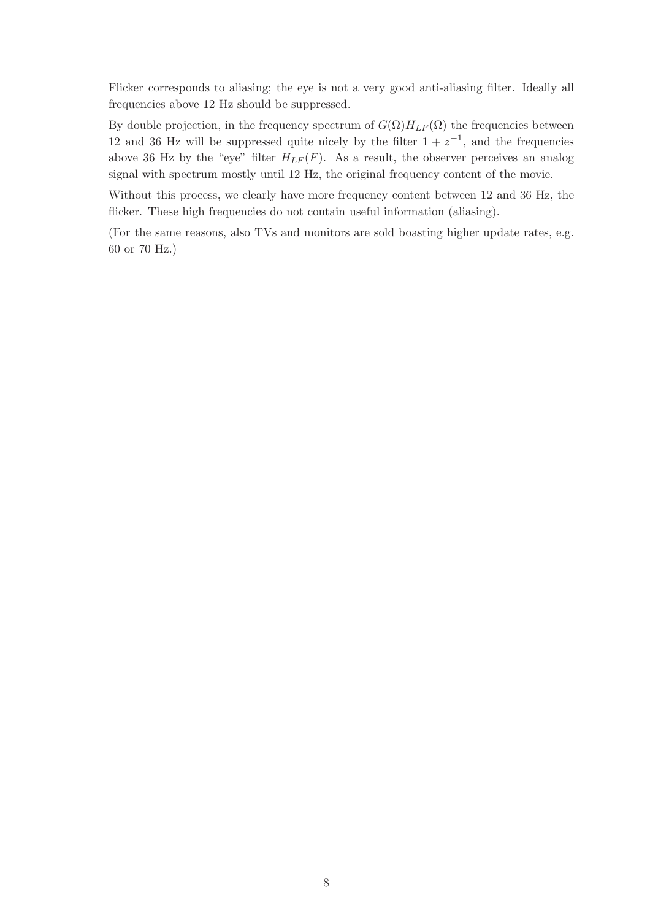Flicker corresponds to aliasing; the eye is not a very good anti-aliasing filter. Ideally all frequencies above 12 Hz should be suppressed.

By double projection, in the frequency spectrum of $G(\Omega)H_{LF}(\Omega)$ the frequencies between 12 and 36 Hz will be suppressed quite nicely by the filter $1 + z^{-1}$, and the frequencies above 36 Hz by the "eye" filter $H_{LF}(F)$. As a result, the observer perceives an analog signal with spectrum mostly until 12 Hz, the original frequency content of the movie.

Without this process, we clearly have more frequency content between 12 and 36 Hz, the flicker. These high frequencies do not contain useful information (aliasing).

(For the same reasons, also TVs and monitors are sold boasting higher update rates, e.g. 60 or 70 Hz.)